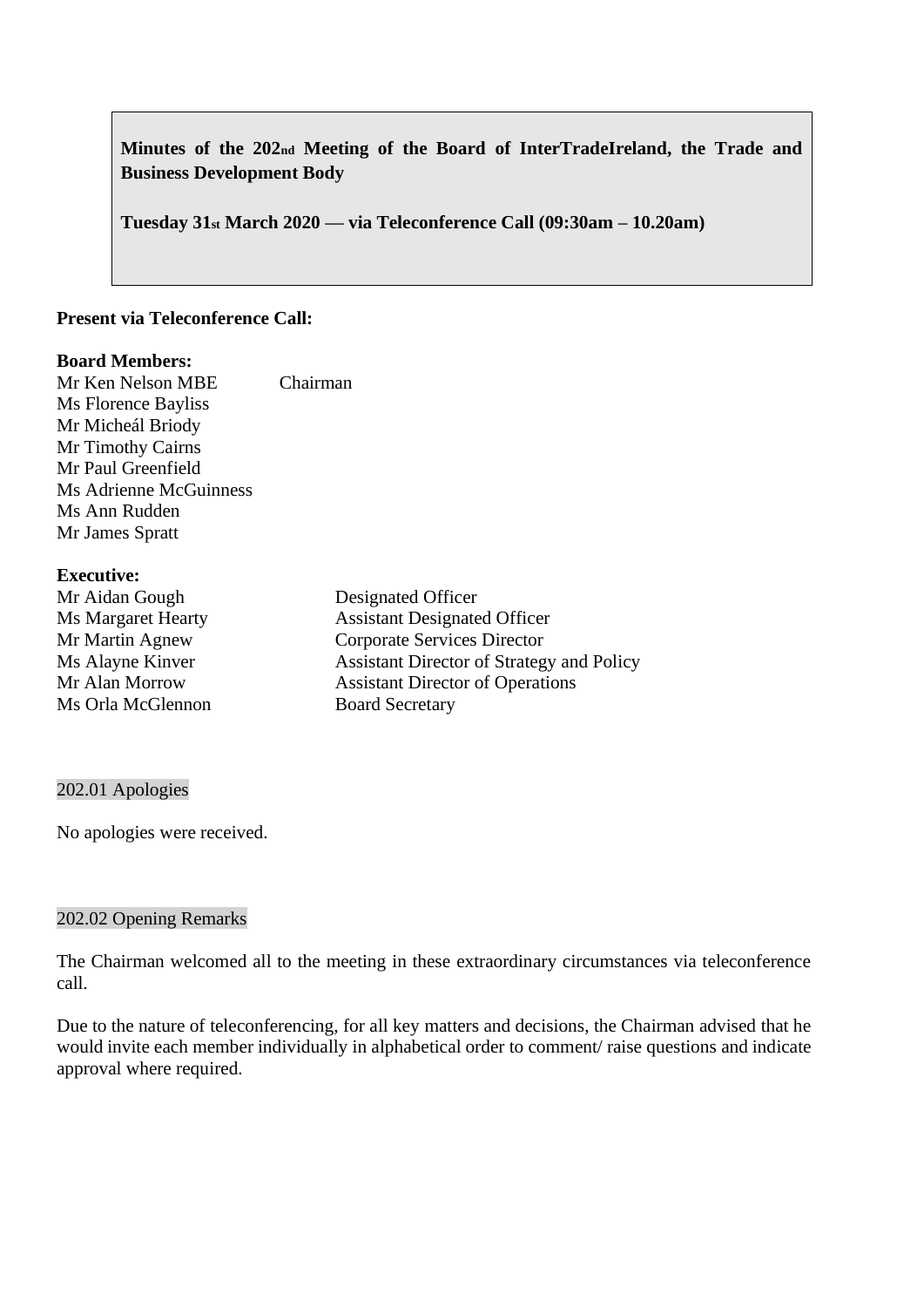**Minutes of the 202nd Meeting of the Board of InterTradeIreland, the Trade and Business Development Body**

**Tuesday 31st March 2020 — via Teleconference Call (09:30am – 10.20am)**

**Present via Teleconference Call:**

**Board Members:**

| | |
|---|---|
| Mr Ken Nelson MBE | Chairman |
| Ms Florence Bayliss | |
| Mr Micheál Briody | |
| Mr Timothy Cairns | |
| Mr Paul Greenfield | |
| Ms Adrienne McGuinness | |
| Ms Ann Rudden | |
| Mr James Spratt | |

**Executive:**

| | |
|---|---|
| Mr Aidan Gough | Designated Officer |
| Ms Margaret Hearty | Assistant Designated Officer |
| Mr Martin Agnew | Corporate Services Director |
| Ms Alayne Kinver | Assistant Director of Strategy and Policy |
| Mr Alan Morrow | Assistant Director of Operations |
| Ms Orla McGlennon | Board Secretary |

## 202.01 Apologies

No apologies were received.

## 202.02 Opening Remarks

The Chairman welcomed all to the meeting in these extraordinary circumstances via teleconference call.

Due to the nature of teleconferencing, for all key matters and decisions, the Chairman advised that he would invite each member individually in alphabetical order to comment/ raise questions and indicate approval where required.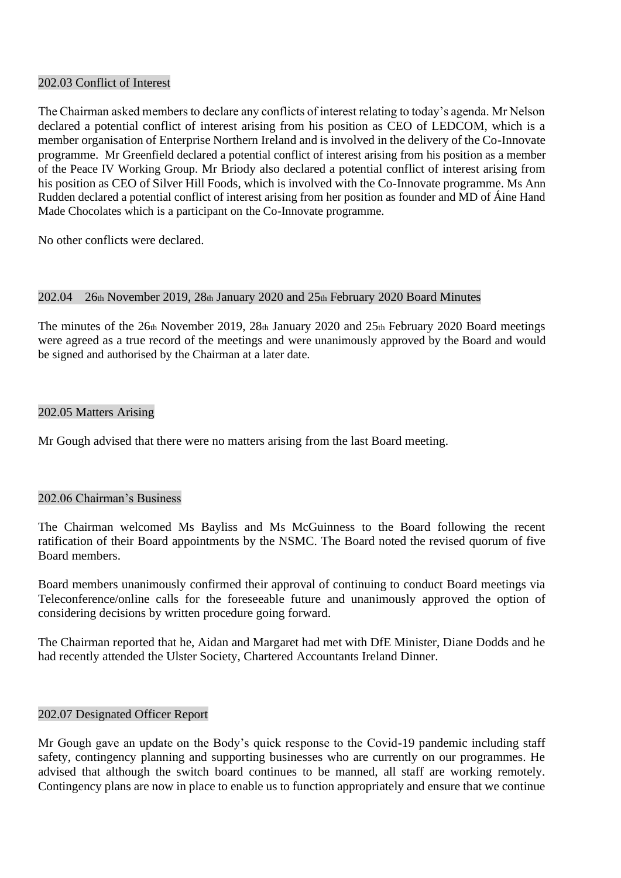## 202.03 Conflict of Interest

The Chairman asked members to declare any conflicts of interest relating to today's agenda. Mr Nelson declared a potential conflict of interest arising from his position as CEO of LEDCOM, which is a member organisation of Enterprise Northern Ireland and is involved in the delivery of the Co-Innovate programme. Mr Greenfield declared a potential conflict of interest arising from his position as a member of the Peace IV Working Group. Mr Briody also declared a potential conflict of interest arising from his position as CEO of Silver Hill Foods, which is involved with the Co-Innovate programme. Ms Ann Rudden declared a potential conflict of interest arising from her position as founder and MD of Áine Hand Made Chocolates which is a participant on the Co-Innovate programme.

No other conflicts were declared.

## 202.04 26th November 2019, 28th January 2020 and 25th February 2020 Board Minutes

The minutes of the 26th November 2019, 28th January 2020 and 25th February 2020 Board meetings were agreed as a true record of the meetings and were unanimously approved by the Board and would be signed and authorised by the Chairman at a later date.

## 202.05 Matters Arising

Mr Gough advised that there were no matters arising from the last Board meeting.

## 202.06 Chairman's Business

The Chairman welcomed Ms Bayliss and Ms McGuinness to the Board following the recent ratification of their Board appointments by the NSMC. The Board noted the revised quorum of five Board members.

Board members unanimously confirmed their approval of continuing to conduct Board meetings via Teleconference/online calls for the foreseeable future and unanimously approved the option of considering decisions by written procedure going forward.

The Chairman reported that he, Aidan and Margaret had met with DfE Minister, Diane Dodds and he had recently attended the Ulster Society, Chartered Accountants Ireland Dinner.

## 202.07 Designated Officer Report

Mr Gough gave an update on the Body's quick response to the Covid-19 pandemic including staff safety, contingency planning and supporting businesses who are currently on our programmes. He advised that although the switch board continues to be manned, all staff are working remotely. Contingency plans are now in place to enable us to function appropriately and ensure that we continue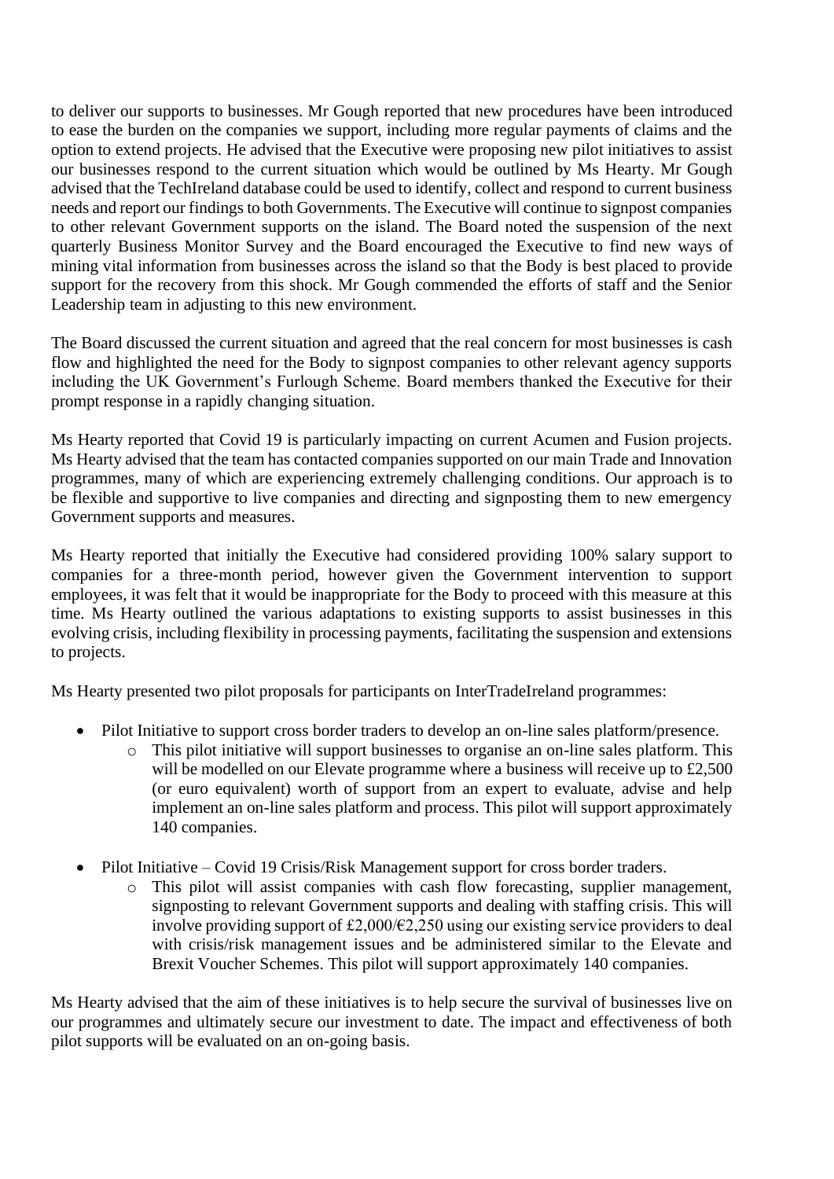to deliver our supports to businesses. Mr Gough reported that new procedures have been introduced to ease the burden on the companies we support, including more regular payments of claims and the option to extend projects. He advised that the Executive were proposing new pilot initiatives to assist our businesses respond to the current situation which would be outlined by Ms Hearty. Mr Gough advised that the TechIreland database could be used to identify, collect and respond to current business needs and report our findings to both Governments. The Executive will continue to signpost companies to other relevant Government supports on the island. The Board noted the suspension of the next quarterly Business Monitor Survey and the Board encouraged the Executive to find new ways of mining vital information from businesses across the island so that the Body is best placed to provide support for the recovery from this shock. Mr Gough commended the efforts of staff and the Senior Leadership team in adjusting to this new environment.

The Board discussed the current situation and agreed that the real concern for most businesses is cash flow and highlighted the need for the Body to signpost companies to other relevant agency supports including the UK Government's Furlough Scheme. Board members thanked the Executive for their prompt response in a rapidly changing situation.

Ms Hearty reported that Covid 19 is particularly impacting on current Acumen and Fusion projects. Ms Hearty advised that the team has contacted companies supported on our main Trade and Innovation programmes, many of which are experiencing extremely challenging conditions. Our approach is to be flexible and supportive to live companies and directing and signposting them to new emergency Government supports and measures.

Ms Hearty reported that initially the Executive had considered providing 100% salary support to companies for a three-month period, however given the Government intervention to support employees, it was felt that it would be inappropriate for the Body to proceed with this measure at this time. Ms Hearty outlined the various adaptations to existing supports to assist businesses in this evolving crisis, including flexibility in processing payments, facilitating the suspension and extensions to projects.

Ms Hearty presented two pilot proposals for participants on InterTradeIreland programmes:

- Pilot Initiative to support cross border traders to develop an on-line sales platform/presence.
    - This pilot initiative will support businesses to organise an on-line sales platform. This will be modelled on our Elevate programme where a business will receive up to £2,500 (or euro equivalent) worth of support from an expert to evaluate, advise and help implement an on-line sales platform and process. This pilot will support approximately 140 companies.

- Pilot Initiative – Covid 19 Crisis/Risk Management support for cross border traders.
    - This pilot will assist companies with cash flow forecasting, supplier management, signposting to relevant Government supports and dealing with staffing crisis. This will involve providing support of £2,000/€2,250 using our existing service providers to deal with crisis/risk management issues and be administered similar to the Elevate and Brexit Voucher Schemes. This pilot will support approximately 140 companies.

Ms Hearty advised that the aim of these initiatives is to help secure the survival of businesses live on our programmes and ultimately secure our investment to date. The impact and effectiveness of both pilot supports will be evaluated on an on-going basis.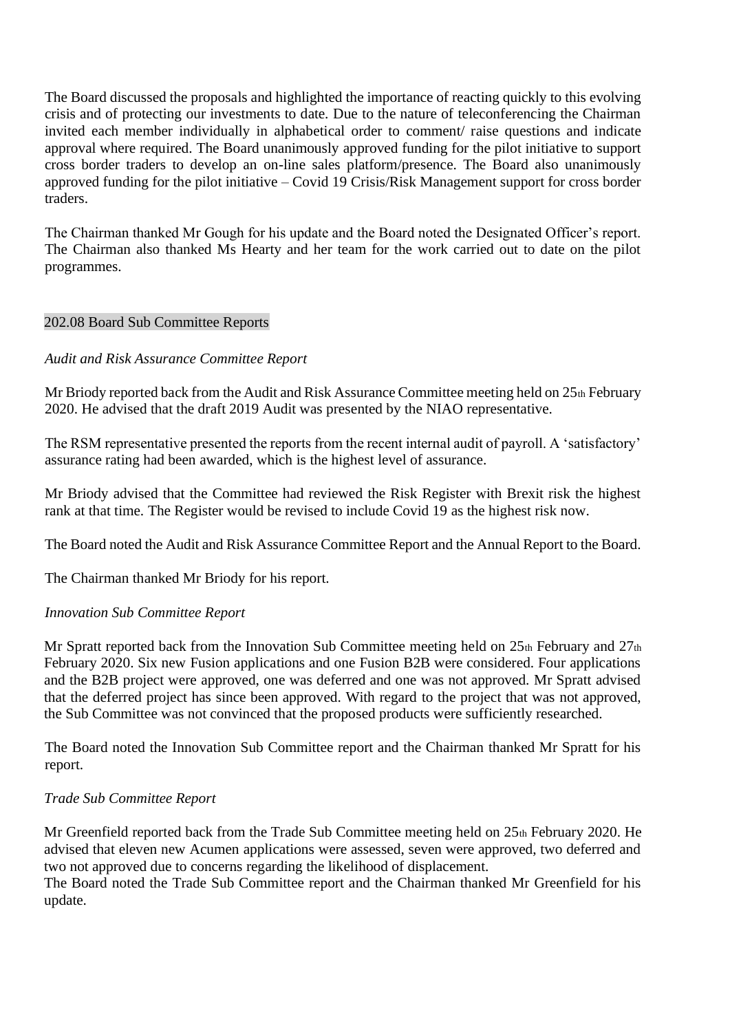The Board discussed the proposals and highlighted the importance of reacting quickly to this evolving crisis and of protecting our investments to date. Due to the nature of teleconferencing the Chairman invited each member individually in alphabetical order to comment/ raise questions and indicate approval where required. The Board unanimously approved funding for the pilot initiative to support cross border traders to develop an on-line sales platform/presence. The Board also unanimously approved funding for the pilot initiative – Covid 19 Crisis/Risk Management support for cross border traders.

The Chairman thanked Mr Gough for his update and the Board noted the Designated Officer's report. The Chairman also thanked Ms Hearty and her team for the work carried out to date on the pilot programmes.

## 202.08 Board Sub Committee Reports

*Audit and Risk Assurance Committee Report*

Mr Briody reported back from the Audit and Risk Assurance Committee meeting held on 25th February 2020. He advised that the draft 2019 Audit was presented by the NIAO representative.

The RSM representative presented the reports from the recent internal audit of payroll. A 'satisfactory' assurance rating had been awarded, which is the highest level of assurance.

Mr Briody advised that the Committee had reviewed the Risk Register with Brexit risk the highest rank at that time. The Register would be revised to include Covid 19 as the highest risk now.

The Board noted the Audit and Risk Assurance Committee Report and the Annual Report to the Board.

The Chairman thanked Mr Briody for his report.

*Innovation Sub Committee Report*

Mr Spratt reported back from the Innovation Sub Committee meeting held on 25th February and 27th February 2020. Six new Fusion applications and one Fusion B2B were considered. Four applications and the B2B project were approved, one was deferred and one was not approved. Mr Spratt advised that the deferred project has since been approved. With regard to the project that was not approved, the Sub Committee was not convinced that the proposed products were sufficiently researched.

The Board noted the Innovation Sub Committee report and the Chairman thanked Mr Spratt for his report.

*Trade Sub Committee Report*

Mr Greenfield reported back from the Trade Sub Committee meeting held on 25th February 2020. He advised that eleven new Acumen applications were assessed, seven were approved, two deferred and two not approved due to concerns regarding the likelihood of displacement.
The Board noted the Trade Sub Committee report and the Chairman thanked Mr Greenfield for his update.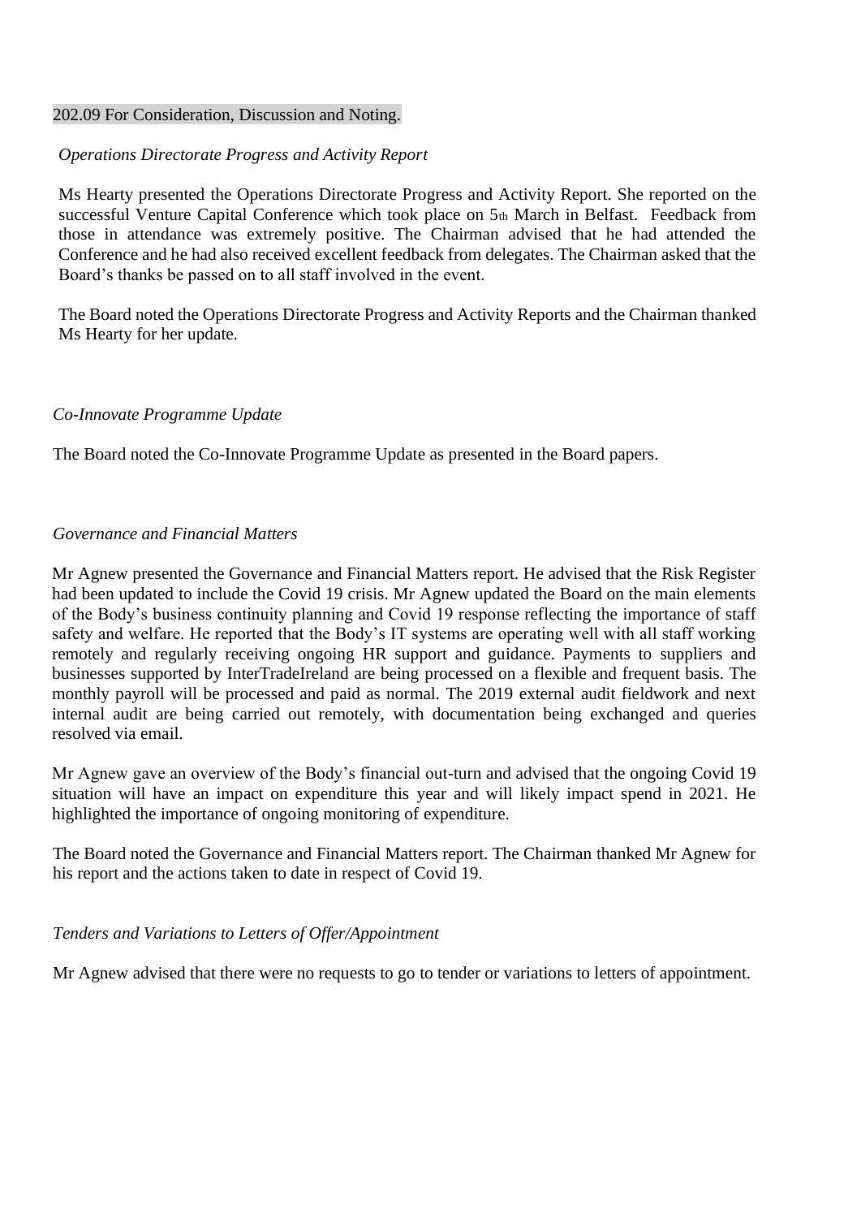202.09 For Consideration, Discussion and Noting.

*Operations Directorate Progress and Activity Report*

Ms Hearty presented the Operations Directorate Progress and Activity Report. She reported on the successful Venture Capital Conference which took place on 5th March in Belfast. Feedback from those in attendance was extremely positive. The Chairman advised that he had attended the Conference and he had also received excellent feedback from delegates. The Chairman asked that the Board's thanks be passed on to all staff involved in the event.

The Board noted the Operations Directorate Progress and Activity Reports and the Chairman thanked Ms Hearty for her update.

*Co-Innovate Programme Update*

The Board noted the Co-Innovate Programme Update as presented in the Board papers.

*Governance and Financial Matters*

Mr Agnew presented the Governance and Financial Matters report. He advised that the Risk Register had been updated to include the Covid 19 crisis. Mr Agnew updated the Board on the main elements of the Body's business continuity planning and Covid 19 response reflecting the importance of staff safety and welfare. He reported that the Body's IT systems are operating well with all staff working remotely and regularly receiving ongoing HR support and guidance. Payments to suppliers and businesses supported by InterTradeIreland are being processed on a flexible and frequent basis. The monthly payroll will be processed and paid as normal. The 2019 external audit fieldwork and next internal audit are being carried out remotely, with documentation being exchanged and queries resolved via email.

Mr Agnew gave an overview of the Body's financial out-turn and advised that the ongoing Covid 19 situation will have an impact on expenditure this year and will likely impact spend in 2021. He highlighted the importance of ongoing monitoring of expenditure.

The Board noted the Governance and Financial Matters report. The Chairman thanked Mr Agnew for his report and the actions taken to date in respect of Covid 19.

*Tenders and Variations to Letters of Offer/Appointment*

Mr Agnew advised that there were no requests to go to tender or variations to letters of appointment.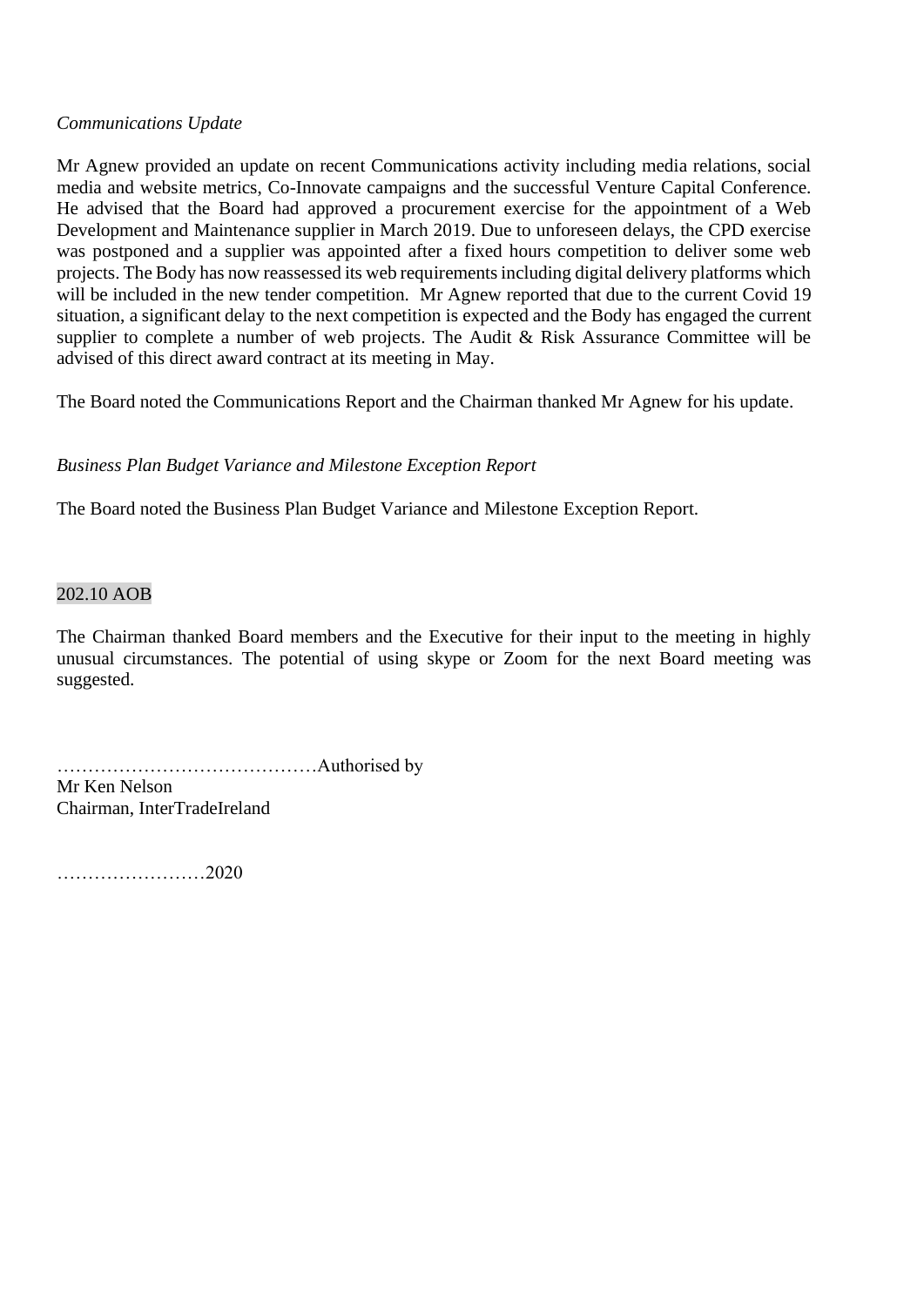*Communications Update*

Mr Agnew provided an update on recent Communications activity including media relations, social media and website metrics, Co-Innovate campaigns and the successful Venture Capital Conference. He advised that the Board had approved a procurement exercise for the appointment of a Web Development and Maintenance supplier in March 2019. Due to unforeseen delays, the CPD exercise was postponed and a supplier was appointed after a fixed hours competition to deliver some web projects. The Body has now reassessed its web requirements including digital delivery platforms which will be included in the new tender competition. Mr Agnew reported that due to the current Covid 19 situation, a significant delay to the next competition is expected and the Body has engaged the current supplier to complete a number of web projects. The Audit & Risk Assurance Committee will be advised of this direct award contract at its meeting in May.

The Board noted the Communications Report and the Chairman thanked Mr Agnew for his update.

*Business Plan Budget Variance and Milestone Exception Report*

The Board noted the Business Plan Budget Variance and Milestone Exception Report.

202.10 AOB

The Chairman thanked Board members and the Executive for their input to the meeting in highly unusual circumstances. The potential of using skype or Zoom for the next Board meeting was suggested.

……………………………………Authorised by
Mr Ken Nelson
Chairman, InterTradeIreland

……………………2020